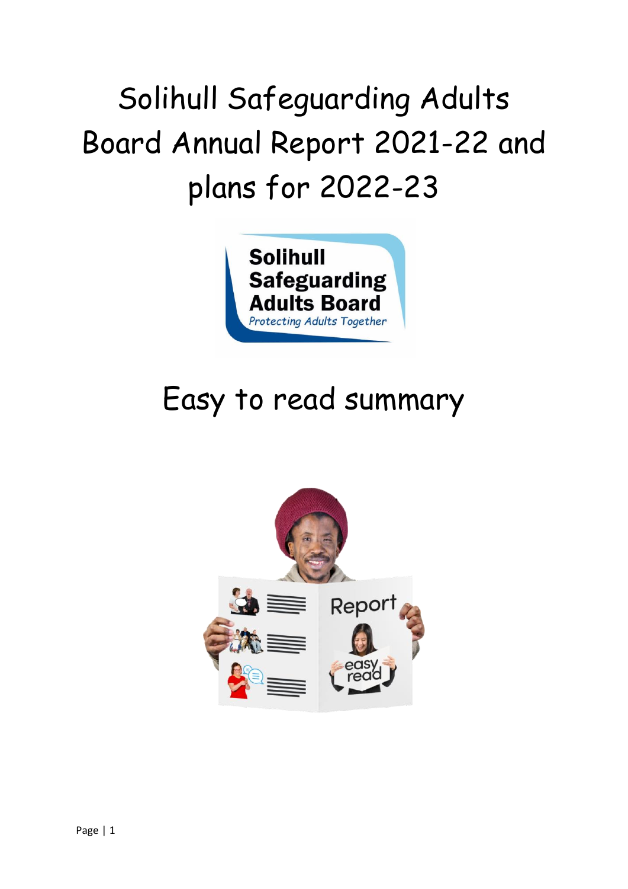# Solihull Safeguarding Adults Board Annual Report 2021-22 and plans for 2022-23

## Easy to read summary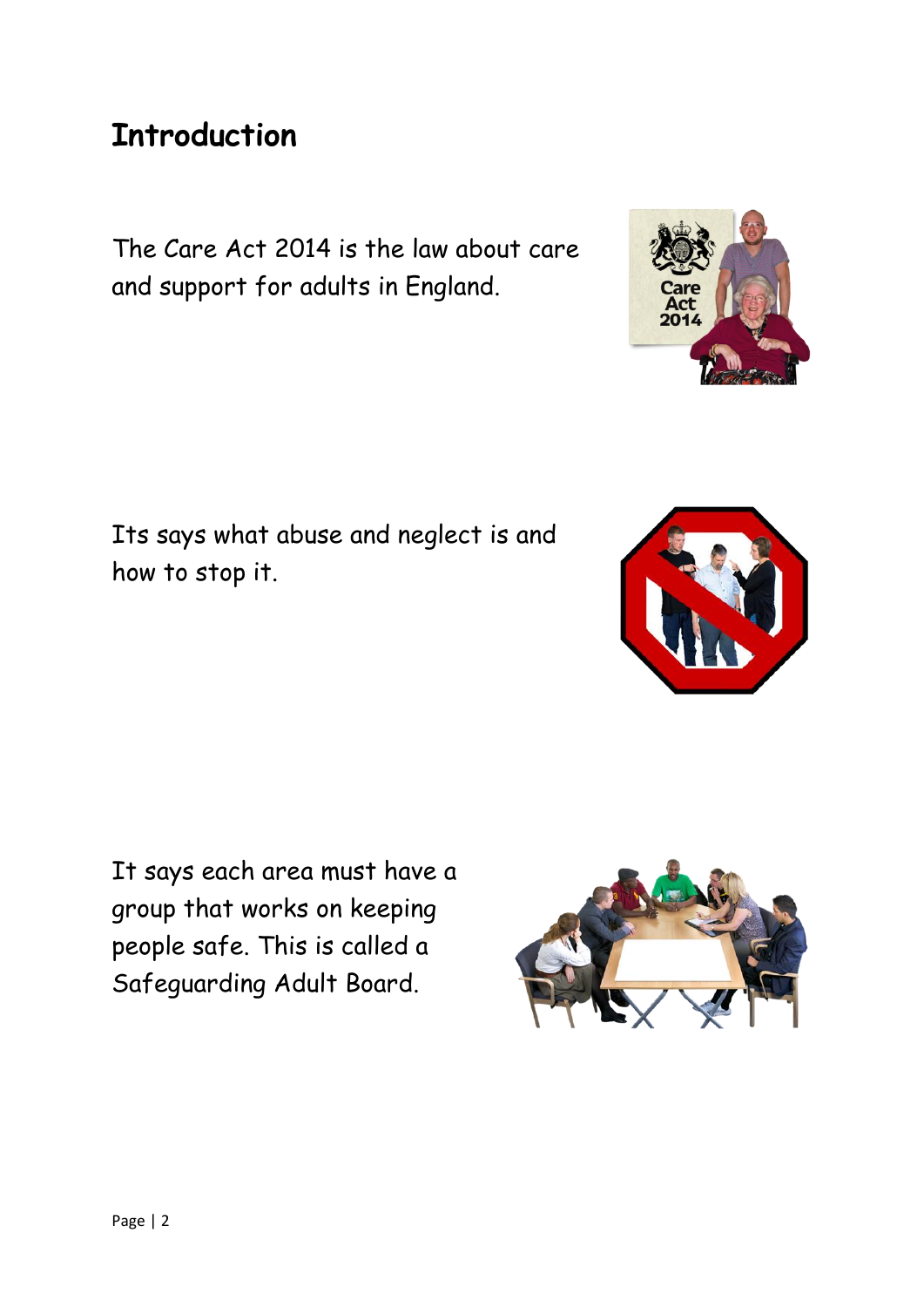## Introduction

The Care Act 2014 is the law about care and support for adults in England.

Its says what abuse and neglect is and how to stop it.

It says each area must have a group that works on keeping people safe. This is called a Safeguarding Adult Board.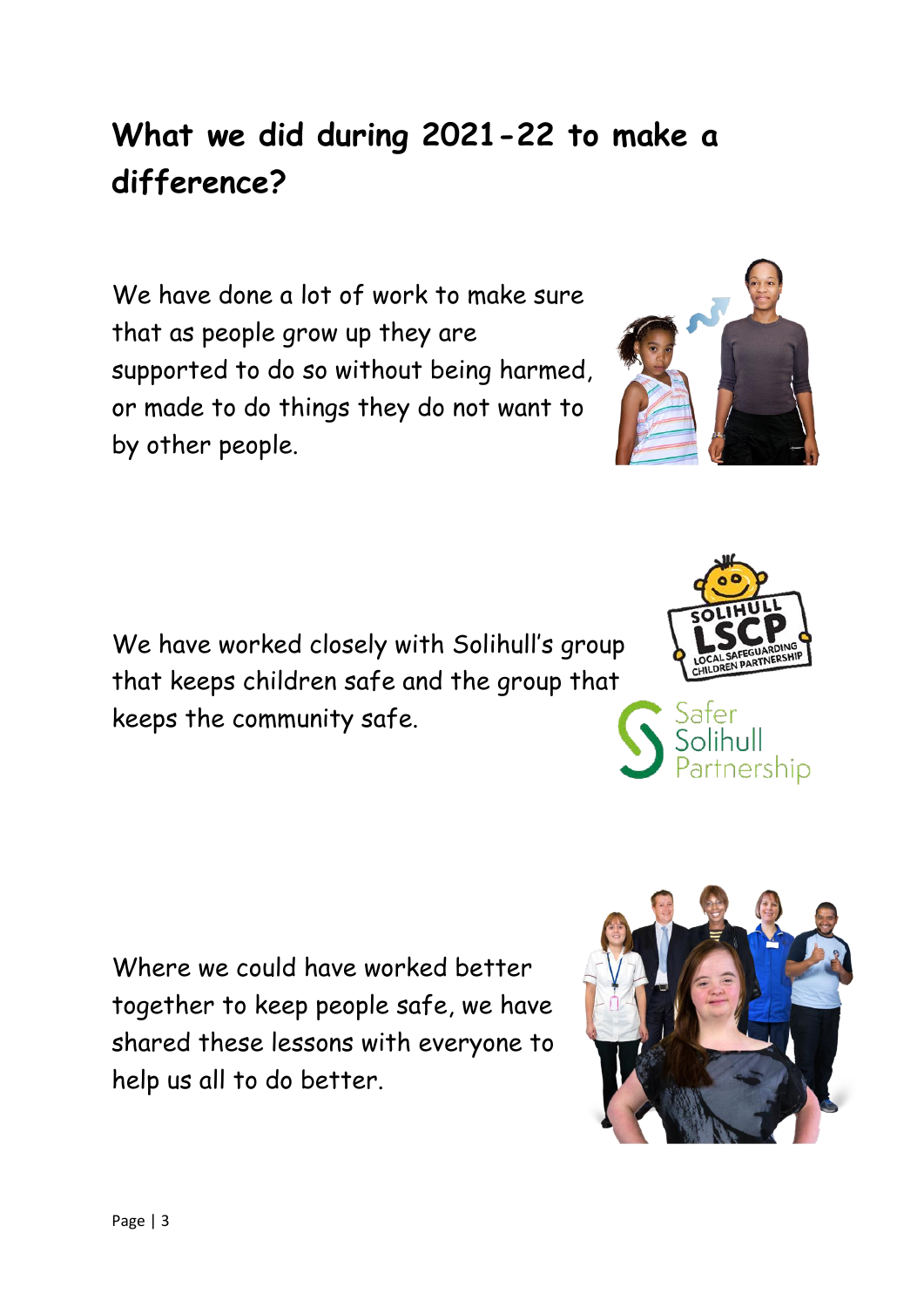# What we did during 2021-22 to make a difference?

We have done a lot of work to make sure that as people grow up they are supported to do so without being harmed, or made to do things they do not want to by other people.

We have worked closely with Solihull's group that keeps children safe and the group that keeps the community safe.

Where we could have worked better together to keep people safe, we have shared these lessons with everyone to help us all to do better.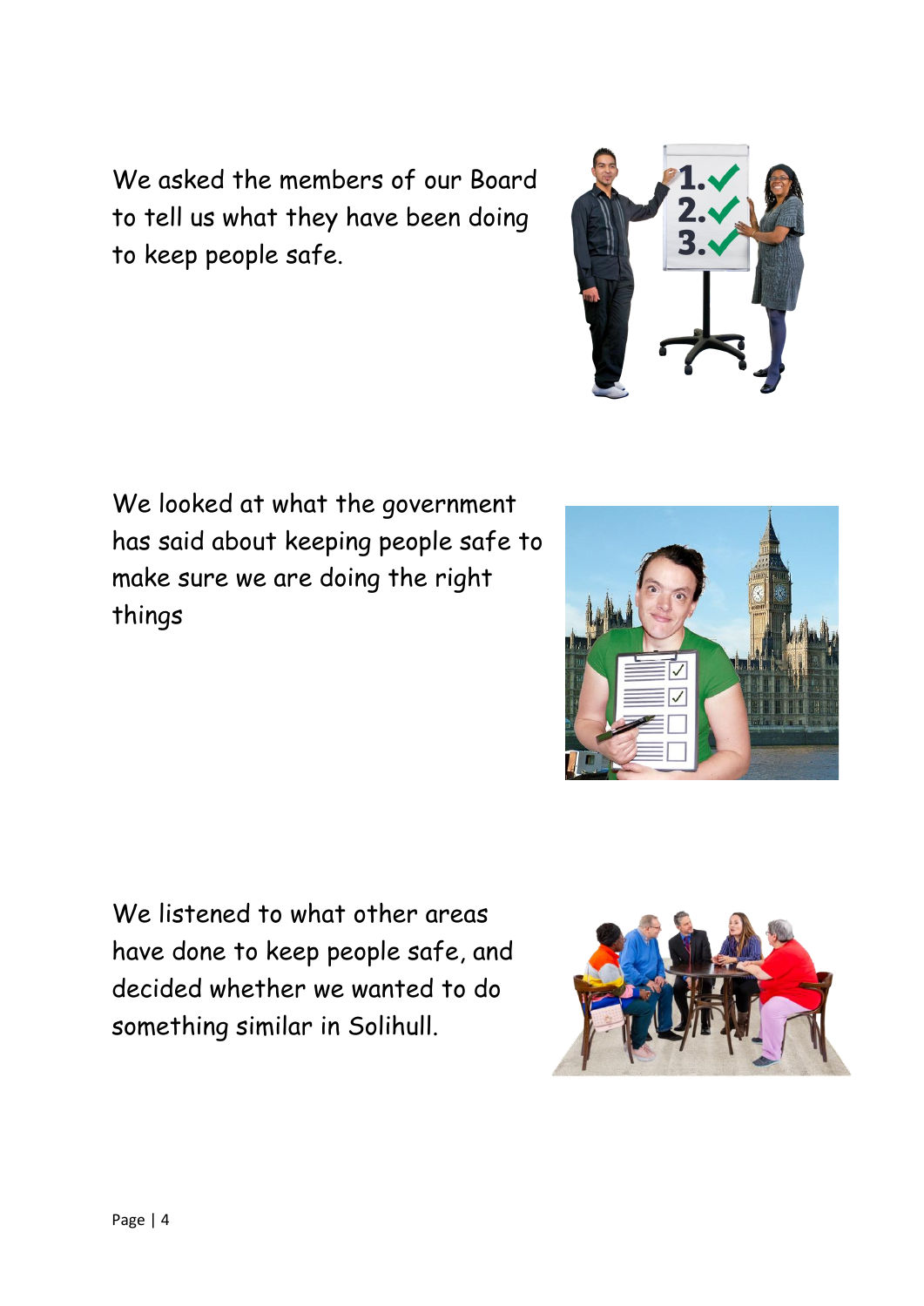We asked the members of our Board to tell us what they have been doing to keep people safe.

We looked at what the government has said about keeping people safe to make sure we are doing the right things

We listened to what other areas have done to keep people safe, and decided whether we wanted to do something similar in Solihull.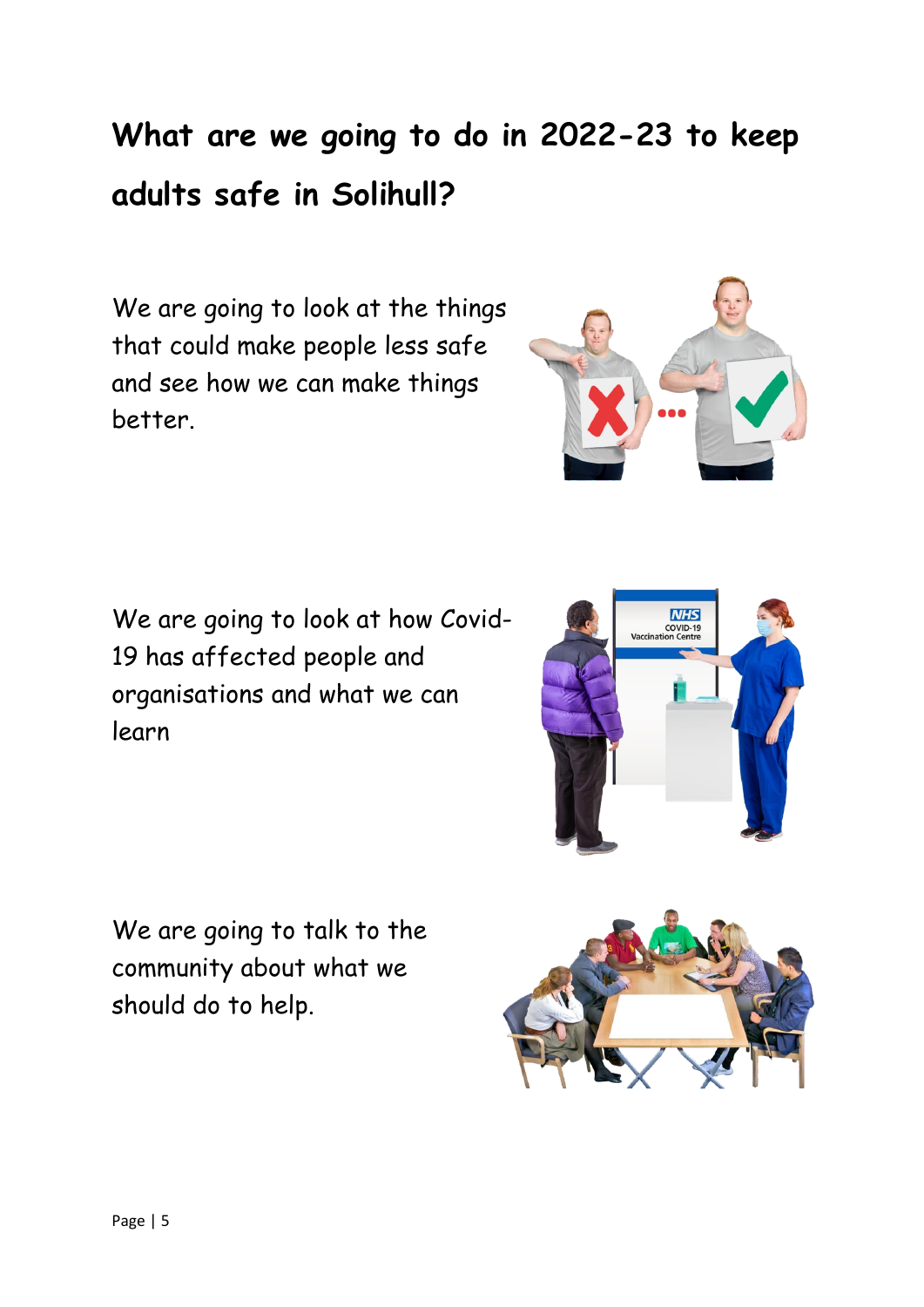# What are we going to do in 2022-23 to keep adults safe in Solihull?

We are going to look at the things that could make people less safe and see how we can make things better.

We are going to look at how Covid-19 has affected people and organisations and what we can learn

We are going to talk to the community about what we should do to help.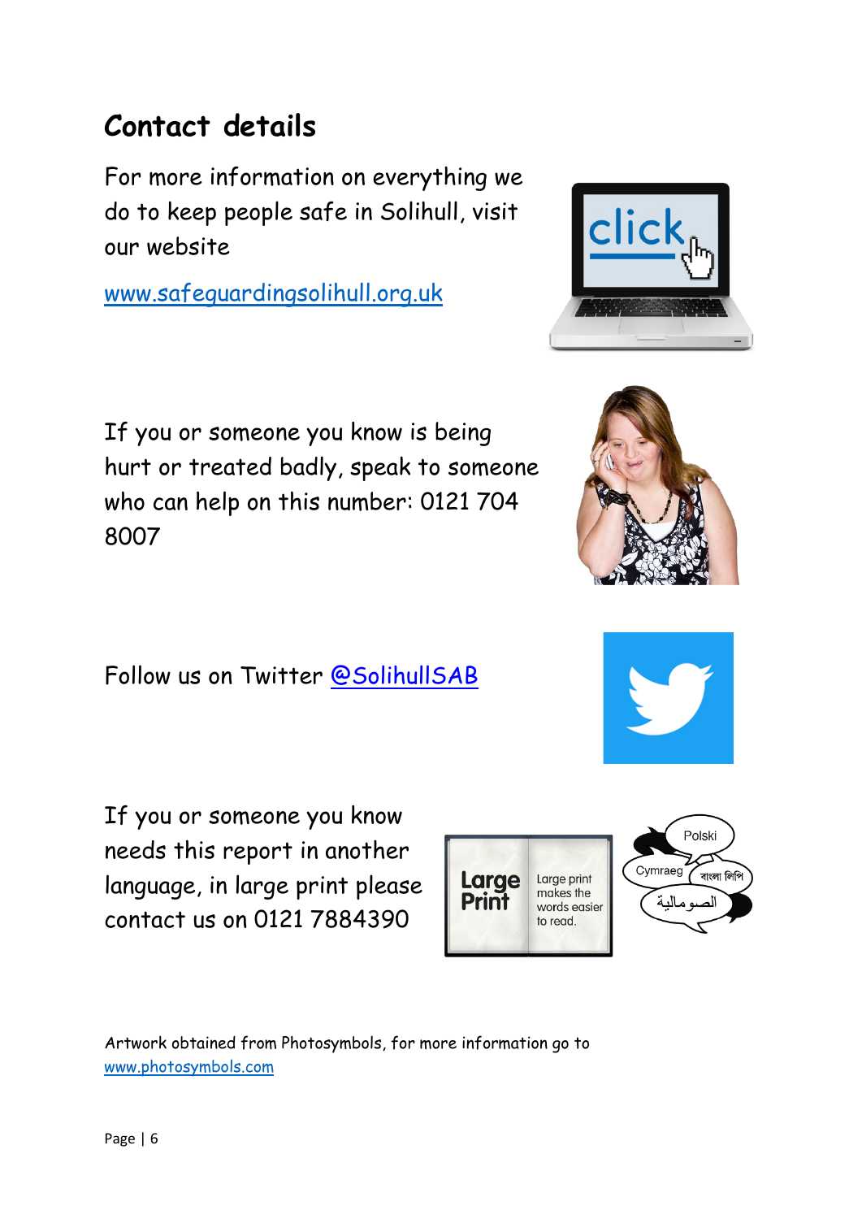## Contact details

For more information on everything we do to keep people safe in Solihull, visit our website

www.safeguardingsolihull.org.uk

If you or someone you know is being hurt or treated badly, speak to someone who can help on this number: 0121 704 8007

Follow us on Twitter @SolihullSAB

If you or someone you know needs this report in another language, in large print please contact us on 0121 7884390

Artwork obtained from Photosymbols, for more information go to www.photosymbols.com